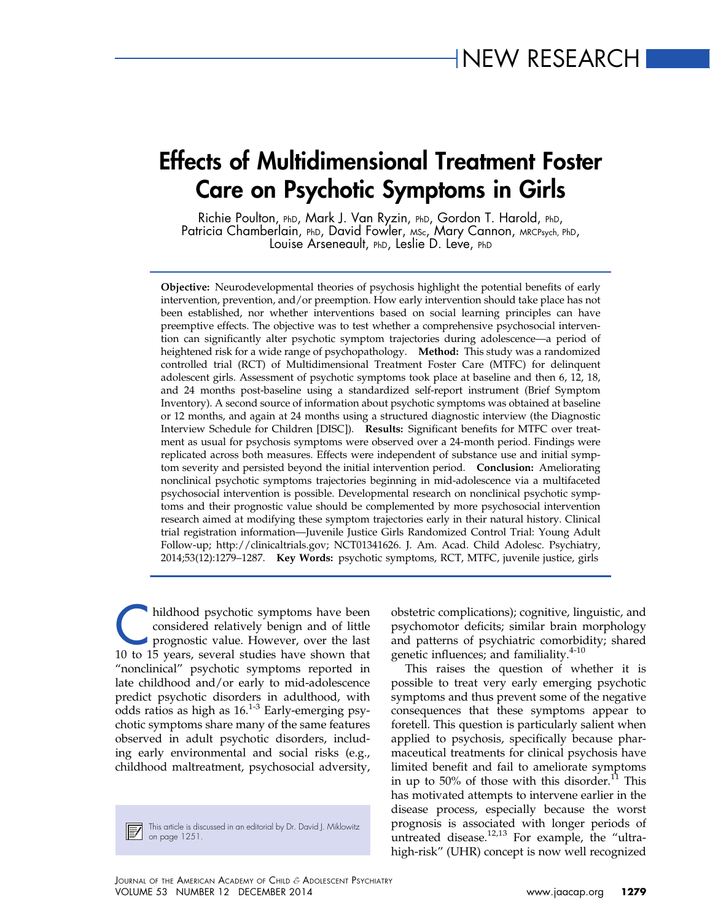NEW RESEARCH

# Effects of Multidimensional Treatment Foster Care on Psychotic Symptoms in Girls

Richie Poulton, PhD, Mark J. Van Ryzin, PhD, Gordon T. Harold, PhD, Patricia Chamberlain, PhD, David Fowler, MSc, Mary Cannon, MRCPsych, PhD, Louise Arseneault, PhD, Leslie D. Leve, PhD

**Objective:** Neurodevelopmental theories of psychosis highlight the potential benefits of early intervention, prevention, and/or preemption. How early intervention should take place has not been established, nor whether interventions based on social learning principles can have preemptive effects. The objective was to test whether a comprehensive psychosocial intervention can significantly alter psychotic symptom trajectories during adolescence—a period of heightened risk for a wide range of psychopathology. **Method:** This study was a randomized controlled trial (RCT) of Multidimensional Treatment Foster Care (MTFC) for delinquent adolescent girls. Assessment of psychotic symptoms took place at baseline and then 6, 12, 18, and 24 months post-baseline using a standardized self-report instrument (Brief Symptom Inventory). A second source of information about psychotic symptoms was obtained at baseline or 12 months, and again at 24 months using a structured diagnostic interview (the Diagnostic Interview Schedule for Children [DISC]). **Results:** Significant benefits for MTFC over treatment as usual for psychosis symptoms were observed over a 24-month period. Findings were replicated across both measures. Effects were independent of substance use and initial symptom severity and persisted beyond the initial intervention period. **Conclusion:** Ameliorating nonclinical psychotic symptoms trajectories beginning in mid-adolescence via a multifaceted psychosocial intervention is possible. Developmental research on nonclinical psychotic symptoms and their prognostic value should be complemented by more psychosocial intervention research aimed at modifying these symptom trajectories early in their natural history. Clinical trial registration information—Juvenile Justice Girls Randomized Control Trial: Young Adult Follow-up; http://clinicaltrials.gov; NCT01341626. J. Am. Acad. Child Adolesc. Psychiatry, 2014;53(12):1279–1287. **Key Words:** psychotic symptoms, RCT, MTFC, juvenile justice, girls

Childhood psychotic symptoms have been considered relatively benign and of little prognostic value. However, over the last 10 to 15 years, several studies have shown that "nonclinical" psychotic symptoms reported in late childhood and/or early to mid-adolescence predict psychotic disorders in adulthood, with odds ratios as high as 16.[1-3] Early-emerging psychotic symptoms share many of the same features observed in adult psychotic disorders, including early environmental and social risks (e.g., childhood maltreatment, psychosocial adversity, obstetric complications); cognitive, linguistic, and psychomotor deficits; similar brain morphology and patterns of psychiatric comorbidity; shared genetic influences; and familiality.[4-10]

This raises the question of whether it is possible to treat very early emerging psychotic symptoms and thus prevent some of the negative consequences that these symptoms appear to foretell. This question is particularly salient when applied to psychosis, specifically because pharmaceutical treatments for clinical psychosis have limited benefit and fail to ameliorate symptoms in up to 50% of those with this disorder.[11] This has motivated attempts to intervene earlier in the disease process, especially because the worst prognosis is associated with longer periods of untreated disease.[12,13] For example, the "ultra-high-risk" (UHR) concept is now well recognized

This article is discussed in an editorial by Dr. David J. Miklowitz on page 1251.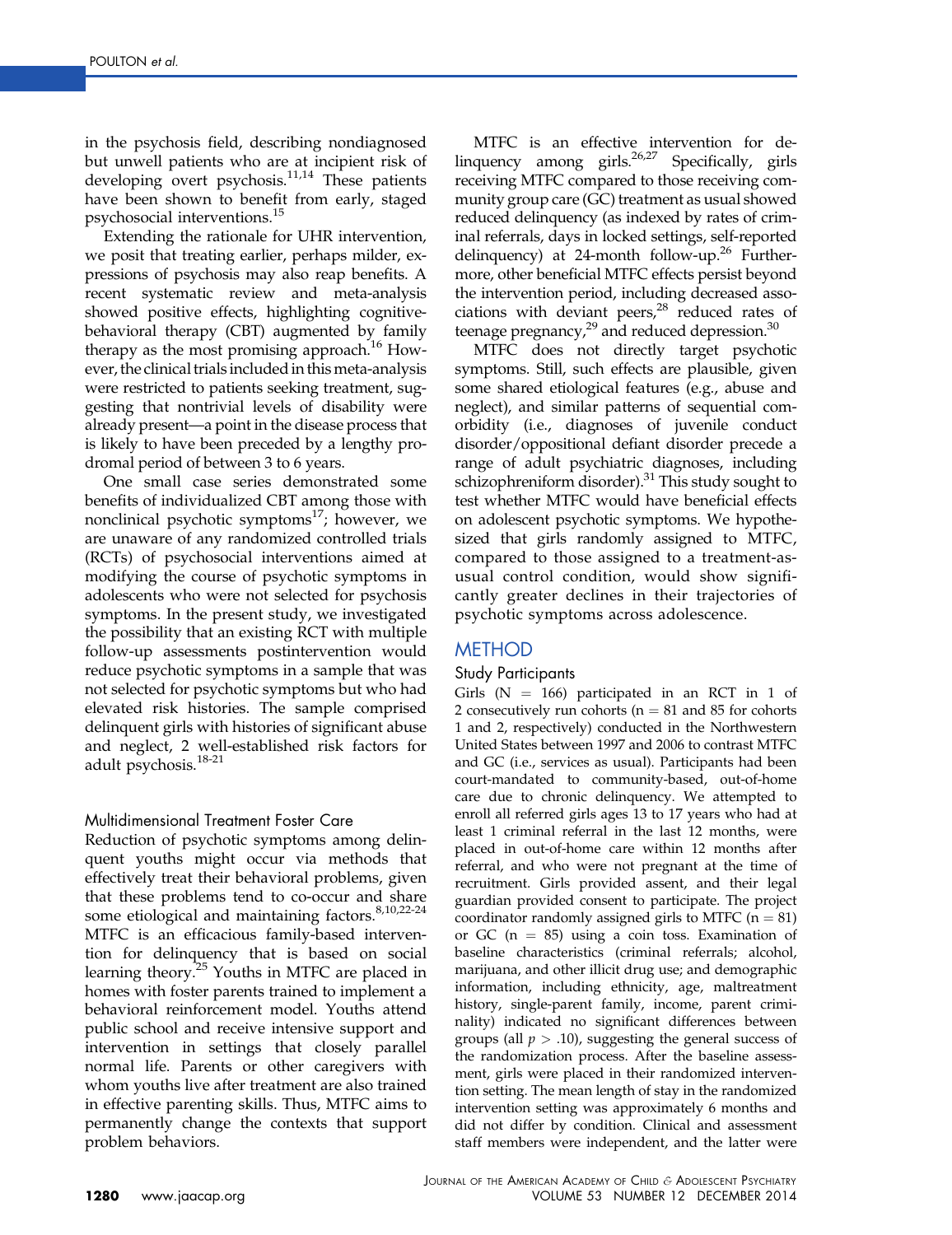in the psychosis field, describing nondiagnosed but unwell patients who are at incipient risk of developing overt psychosis.[11,14] These patients have been shown to benefit from early, staged psychosocial interventions.[15]

Extending the rationale for UHR intervention, we posit that treating earlier, perhaps milder, expressions of psychosis may also reap benefits. A recent systematic review and meta-analysis showed positive effects, highlighting cognitive-behavioral therapy (CBT) augmented by family therapy as the most promising approach.[16] However, the clinical trials included in this meta-analysis were restricted to patients seeking treatment, suggesting that nontrivial levels of disability were already present—a point in the disease process that is likely to have been preceded by a lengthy prodromal period of between 3 to 6 years.

One small case series demonstrated some benefits of individualized CBT among those with nonclinical psychotic symptoms[17]; however, we are unaware of any randomized controlled trials (RCTs) of psychosocial interventions aimed at modifying the course of psychotic symptoms in adolescents who were not selected for psychosis symptoms. In the present study, we investigated the possibility that an existing RCT with multiple follow-up assessments postintervention would reduce psychotic symptoms in a sample that was not selected for psychotic symptoms but who had elevated risk histories. The sample comprised delinquent girls with histories of significant abuse and neglect, 2 well-established risk factors for adult psychosis.[18-21]

### Multidimensional Treatment Foster Care

Reduction of psychotic symptoms among delinquent youths might occur via methods that effectively treat their behavioral problems, given that these problems tend to co-occur and share some etiological and maintaining factors.[8,10,22-24] MTFC is an efficacious family-based intervention for delinquency that is based on social learning theory.[25] Youths in MTFC are placed in homes with foster parents trained to implement a behavioral reinforcement model. Youths attend public school and receive intensive support and intervention in settings that closely parallel normal life. Parents or other caregivers with whom youths live after treatment are also trained in effective parenting skills. Thus, MTFC aims to permanently change the contexts that support problem behaviors.

MTFC is an effective intervention for delinquency among girls.[26,27] Specifically, girls receiving MTFC compared to those receiving community group care (GC) treatment as usual showed reduced delinquency (as indexed by rates of criminal referrals, days in locked settings, self-reported delinquency) at 24-month follow-up.[26] Furthermore, other beneficial MTFC effects persist beyond the intervention period, including decreased associations with deviant peers,[28] reduced rates of teenage pregnancy,[29] and reduced depression.[30]

MTFC does not directly target psychotic symptoms. Still, such effects are plausible, given some shared etiological features (e.g., abuse and neglect), and similar patterns of sequential comorbidity (i.e., diagnoses of juvenile conduct disorder/oppositional defiant disorder precede a range of adult psychiatric diagnoses, including schizophreniform disorder).[31] This study sought to test whether MTFC would have beneficial effects on adolescent psychotic symptoms. We hypothesized that girls randomly assigned to MTFC, compared to those assigned to a treatment-as-usual control condition, would show significantly greater declines in their trajectories of psychotic symptoms across adolescence.

## METHOD

### Study Participants

Girls ($N = 166$) participated in an RCT in 1 of 2 consecutively run cohorts ($n = 81$ and 85 for cohorts 1 and 2, respectively) conducted in the Northwestern United States between 1997 and 2006 to contrast MTFC and GC (i.e., services as usual). Participants had been court-mandated to community-based, out-of-home care due to chronic delinquency. We attempted to enroll all referred girls ages 13 to 17 years who had at least 1 criminal referral in the last 12 months, were placed in out-of-home care within 12 months after referral, and who were not pregnant at the time of recruitment. Girls provided assent, and their legal guardian provided consent to participate. The project coordinator randomly assigned girls to MTFC ($n = 81$) or GC ($n = 85$) using a coin toss. Examination of baseline characteristics (criminal referrals; alcohol, marijuana, and other illicit drug use; and demographic information, including ethnicity, age, maltreatment history, single-parent family, income, parent criminality) indicated no significant differences between groups (all $p > .10$), suggesting the general success of the randomization process. After the baseline assessment, girls were placed in their randomized intervention setting. The mean length of stay in the randomized intervention setting was approximately 6 months and did not differ by condition. Clinical and assessment staff members were independent, and the latter were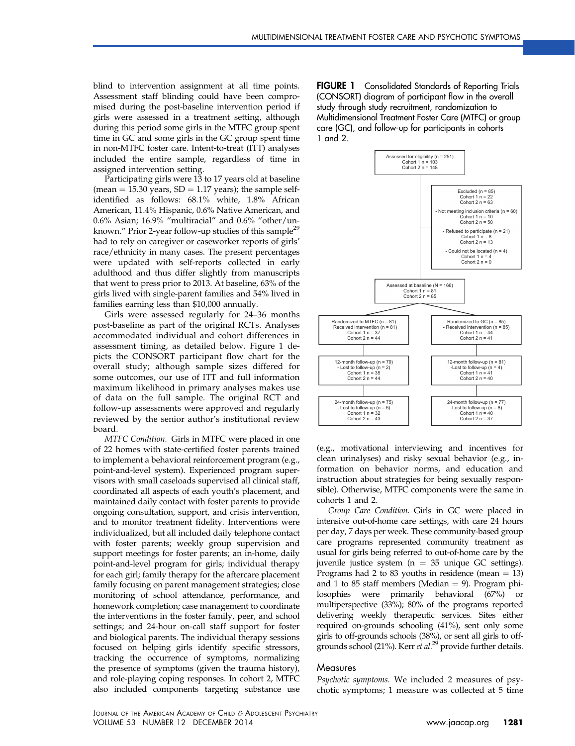blind to intervention assignment at all time points. Assessment staff blinding could have been compromised during the post-baseline intervention period if girls were assessed in a treatment setting, although during this period some girls in the MTFC group spent time in GC and some girls in the GC group spent time in non-MTFC foster care. Intent-to-treat (ITT) analyses included the entire sample, regardless of time in assigned intervention setting.

Participating girls were 13 to 17 years old at baseline (mean = 15.30 years, SD = 1.17 years); the sample self-identified as follows: 68.1% white, 1.8% African American, 11.4% Hispanic, 0.6% Native American, and 0.6% Asian; 16.9% "multiracial" and 0.6% "other/unknown." Prior 2-year follow-up studies of this sample[29] had to rely on caregiver or caseworker reports of girls' race/ethnicity in many cases. The present percentages were updated with self-reports collected in early adulthood and thus differ slightly from manuscripts that went to press prior to 2013. At baseline, 63% of the girls lived with single-parent families and 54% lived in families earning less than $10,000 annually.

Girls were assessed regularly for 24–36 months post-baseline as part of the original RCTs. Analyses accommodated individual and cohort differences in assessment timing, as detailed below. Figure 1 depicts the CONSORT participant flow chart for the overall study; although sample sizes differed for some outcomes, our use of ITT and full information maximum likelihood in primary analyses makes use of data on the full sample. The original RCT and follow-up assessments were approved and regularly reviewed by the senior author's institutional review board.

*MTFC Condition.* Girls in MTFC were placed in one of 22 homes with state-certified foster parents trained to implement a behavioral reinforcement program (e.g., point-and-level system). Experienced program supervisors with small caseloads supervised all clinical staff, coordinated all aspects of each youth's placement, and maintained daily contact with foster parents to provide ongoing consultation, support, and crisis intervention, and to monitor treatment fidelity. Interventions were individualized, but all included daily telephone contact with foster parents; weekly group supervision and support meetings for foster parents; an in-home, daily point-and-level program for girls; individual therapy for each girl; family therapy for the aftercare placement family focusing on parent management strategies; close monitoring of school attendance, performance, and homework completion; case management to coordinate the interventions in the foster family, peer, and school settings; and 24-hour on-call staff support for foster and biological parents. The individual therapy sessions focused on helping girls identify specific stressors, tracking the occurrence of symptoms, normalizing the presence of symptoms (given the trauma history), and role-playing coping responses. In cohort 2, MTFC also included components targeting substance use (e.g., motivational interviewing and incentives for clean urinalyses) and risky sexual behavior (e.g., information on behavior norms, and education and instruction about strategies for being sexually responsible). Otherwise, MTFC components were the same in cohorts 1 and 2.

**FIGURE 1** Consolidated Standards of Reporting Trials (CONSORT) diagram of participant flow in the overall study through study recruitment, randomization to Multidimensional Treatment Foster Care (MTFC) or group care (GC), and follow-up for participants in cohorts 1 and 2.

Assessed for eligibility (n = 251)
Cohort 1 n = 103
Cohort 2 n = 148

Excluded (n = 85)
Cohort 1 n = 22
Cohort 2 n = 63
- Not meeting inclusion criteria (n = 60): Cohort 1 n = 10; Cohort 2 n = 50
- Refused to participate (n = 21): Cohort 1 n = 8; Cohort 2 n = 13
- Could not be located (n = 4): Cohort 1 n = 4; Cohort 2 n = 0

Assessed at baseline (N = 166)
Cohort 1 n = 81
Cohort 2 n = 85

| MTFC | GC |
|---|---|
| Randomized to MTFC (n = 81) - Received intervention (n = 81) Cohort 1 n = 37 Cohort 2 n = 44 | Randomized to GC (n = 85) - Received intervention (n = 85) Cohort 1 n = 44 Cohort 2 n = 41 |
| 12-month follow-up (n = 79) - Lost to follow-up (n = 2) Cohort 1 n = 35 Cohort 2 n = 44 | 12-month follow-up (n = 81) -Lost to follow-up (n = 4) Cohort 1 n = 41 Cohort 2 n = 40 |
| 24-month follow-up (n = 75) - Lost to follow-up (n = 6) Cohort 1 n = 32 Cohort 2 n = 43 | 24-month follow-up (n = 77) -Lost to follow-up (n = 8) Cohort 1 n = 40 Cohort 2 n = 37 |

*Group Care Condition.* Girls in GC were placed in intensive out-of-home care settings, with care 24 hours per day, 7 days per week. These community-based group care programs represented community treatment as usual for girls being referred to out-of-home care by the juvenile justice system (n = 35 unique GC settings). Programs had 2 to 83 youths in residence (mean = 13) and 1 to 85 staff members (Median = 9). Program philosophies were primarily behavioral (67%) or multiperspective (33%); 80% of the programs reported delivering weekly therapeutic services. Sites either required on-grounds schooling (41%), sent only some girls to off-grounds schools (38%), or sent all girls to off-grounds school (21%). Kerr *et al.*[29] provide further details.

## Measures

*Psychotic symptoms.* We included 2 measures of psychotic symptoms; 1 measure was collected at 5 time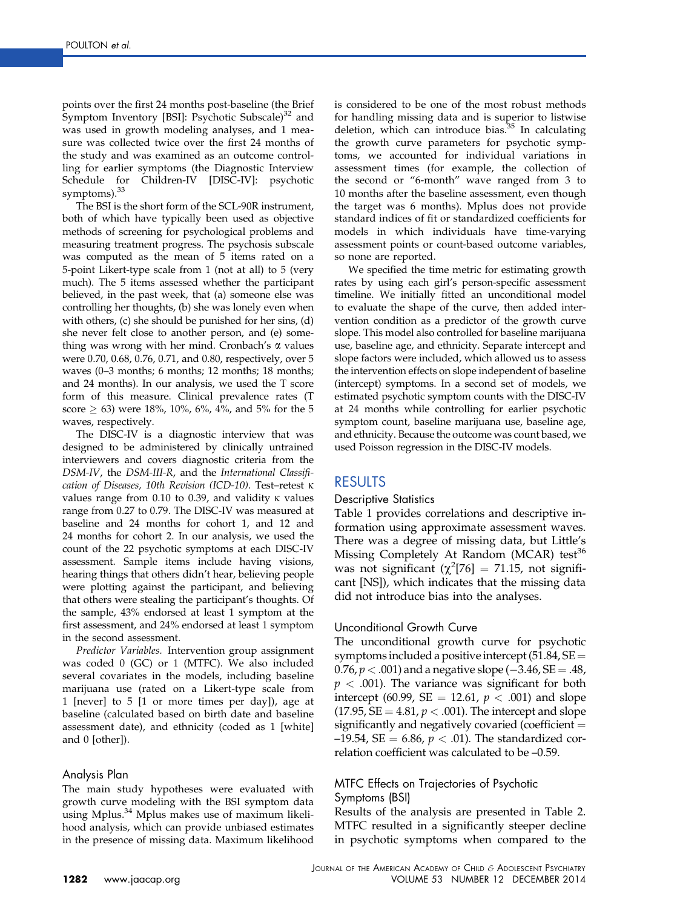points over the first 24 months post-baseline (the Brief Symptom Inventory [BSI]: Psychotic Subscale)[32] and was used in growth modeling analyses, and 1 measure was collected twice over the first 24 months of the study and was examined as an outcome controlling for earlier symptoms (the Diagnostic Interview Schedule for Children-IV [DISC-IV]: psychotic symptoms).[33]

The BSI is the short form of the SCL-90R instrument, both of which have typically been used as objective methods of screening for psychological problems and measuring treatment progress. The psychosis subscale was computed as the mean of 5 items rated on a 5-point Likert-type scale from 1 (not at all) to 5 (very much). The 5 items assessed whether the participant believed, in the past week, that (a) someone else was controlling her thoughts, (b) she was lonely even when with others, (c) she should be punished for her sins, (d) she never felt close to another person, and (e) something was wrong with her mind. Cronbach's α values were 0.70, 0.68, 0.76, 0.71, and 0.80, respectively, over 5 waves (0–3 months; 6 months; 12 months; 18 months; and 24 months). In our analysis, we used the T score form of this measure. Clinical prevalence rates (T score $\geq$ 63) were 18%, 10%, 6%, 4%, and 5% for the 5 waves, respectively.

The DISC-IV is a diagnostic interview that was designed to be administered by clinically untrained interviewers and covers diagnostic criteria from the *DSM-IV*, the *DSM-III-R*, and the *International Classification of Diseases, 10th Revision (ICD-10)*. Test–retest κ values range from 0.10 to 0.39, and validity κ values range from 0.27 to 0.79. The DISC-IV was measured at baseline and 24 months for cohort 1, and 12 and 24 months for cohort 2. In our analysis, we used the count of the 22 psychotic symptoms at each DISC-IV assessment. Sample items include having visions, hearing things that others didn't hear, believing people were plotting against the participant, and believing that others were stealing the participant's thoughts. Of the sample, 43% endorsed at least 1 symptom at the first assessment, and 24% endorsed at least 1 symptom in the second assessment.

*Predictor Variables.* Intervention group assignment was coded 0 (GC) or 1 (MTFC). We also included several covariates in the models, including baseline marijuana use (rated on a Likert-type scale from 1 [never] to 5 [1 or more times per day]), age at baseline (calculated based on birth date and baseline assessment date), and ethnicity (coded as 1 [white] and 0 [other]).

### Analysis Plan

The main study hypotheses were evaluated with growth curve modeling with the BSI symptom data using Mplus.[34] Mplus makes use of maximum likelihood analysis, which can provide unbiased estimates in the presence of missing data. Maximum likelihood is considered to be one of the most robust methods for handling missing data and is superior to listwise deletion, which can introduce bias.[35] In calculating the growth curve parameters for psychotic symptoms, we accounted for individual variations in assessment times (for example, the collection of the second or "6-month" wave ranged from 3 to 10 months after the baseline assessment, even though the target was 6 months). Mplus does not provide standard indices of fit or standardized coefficients for models in which individuals have time-varying assessment points or count-based outcome variables, so none are reported.

We specified the time metric for estimating growth rates by using each girl's person-specific assessment timeline. We initially fitted an unconditional model to evaluate the shape of the curve, then added intervention condition as a predictor of the growth curve slope. This model also controlled for baseline marijuana use, baseline age, and ethnicity. Separate intercept and slope factors were included, which allowed us to assess the intervention effects on slope independent of baseline (intercept) symptoms. In a second set of models, we estimated psychotic symptom counts with the DISC-IV at 24 months while controlling for earlier psychotic symptom count, baseline marijuana use, baseline age, and ethnicity. Because the outcome was count based, we used Poisson regression in the DISC-IV models.

## RESULTS

### Descriptive Statistics

Table 1 provides correlations and descriptive information using approximate assessment waves. There was a degree of missing data, but Little's Missing Completely At Random (MCAR) test[36] was not significant ($\chi^2[76] = 71.15$, not significant [NS]), which indicates that the missing data did not introduce bias into the analyses.

### Unconditional Growth Curve

The unconditional growth curve for psychotic symptoms included a positive intercept (51.84, SE = 0.76, $p < .001$) and a negative slope (−3.46, SE = .48, $p < .001$). The variance was significant for both intercept (60.99, SE = 12.61, $p < .001$) and slope (17.95, SE = 4.81, $p < .001$). The intercept and slope significantly and negatively covaried (coefficient = –19.54, SE = 6.86, $p < .01$). The standardized correlation coefficient was calculated to be –0.59.

### MTFC Effects on Trajectories of Psychotic Symptoms (BSI)

Results of the analysis are presented in Table 2. MTFC resulted in a significantly steeper decline in psychotic symptoms when compared to the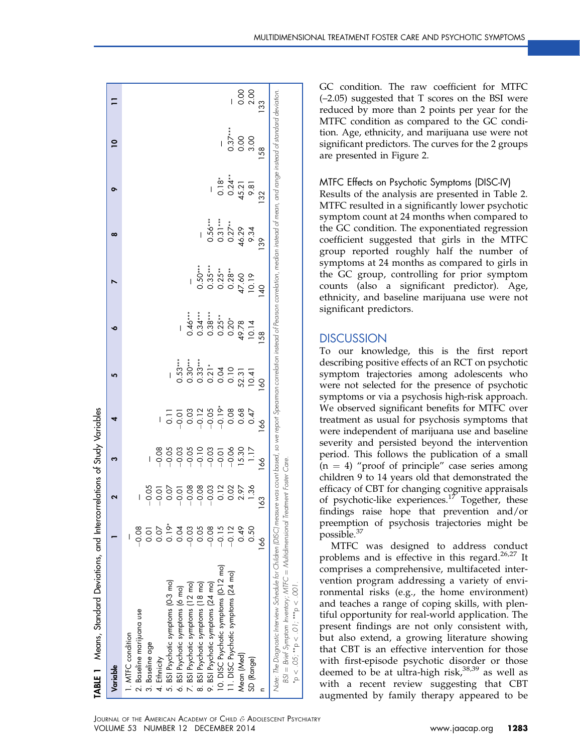**TABLE 1** Means, Standard Deviations, and Intercorrelations of Study Variables

| Variable | 1 | 2 | 3 | 4 | 5 | 6 | 7 | 8 | 9 | 10 | 11 |
|---|---|---|---|---|---|---|---|---|---|---|---|
| 1. MTFC condition | — | | | | | | | | | | |
| 2. Baseline marijuana use | −0.08 | — | | | | | | | | | |
| 3. Baseline age | 0.01 | −0.05 | — | | | | | | | | |
| 4. Ethnicity | 0.07 | −0.01 | −0.08 | — | | | | | | | |
| 5. BSI Psychotic symptoms (0-3 mo) | 0.19* | 0.07 | −0.05 | 0.11 | — | | | | | | |
| 6. BSI Psychotic symptoms (6 mo) | 0.04 | −0.01 | −0.03 | −0.01 | 0.53*** | — | | | | | |
| 7. BSI Psychotic symptoms (12 mo) | −0.03 | −0.08 | −0.05 | 0.03 | 0.30*** | 0.46*** | — | | | | |
| 8. BSI Psychotic symptoms (18 mo) | 0.05 | −0.08 | −0.10 | −0.12 | 0.33*** | 0.34*** | 0.50*** | — | | | |
| 9. BSI Psychotic symptoms (24 mo) | −0.08 | −0.03 | −0.03 | −0.05 | 0.21* | 0.38*** | 0.35*** | 0.56*** | — | | |
| 10. DISC Psychotic symptoms (0-12 mo) | −0.15 | 0.12 | −0.01 | −0.19* | 0.04 | 0.25** | 0.25** | 0.31*** | 0.18* | — | |
| 11. DISC Psychotic symptoms (24 mo) | −0.12 | 0.02 | −0.06 | 0.08 | 0.10 | 0.20* | 0.28** | 0.27** | 0.24** | 0.37*** | — |
| Mean (Med) | 0.49 | 2.97 | 15.30 | 0.68 | 52.31 | 49.78 | 47.60 | 46.29 | 45.21 | 0.00 | 0.00 |
| SD (Range) | 0.50 | 1.36 | 1.17 | 0.47 | 10.41 | 10.14 | 10.19 | 9.34 | 9.81 | 3.00 | 2.00 |
| n | 166 | 163 | 166 | 166 | 160 | 158 | 140 | 139 | 132 | 158 | 133 |

*Note:* The Diagnostic Interview Schedule for Children (DISC) measure was count based, so we report Spearman correlation instead of Pearson correlation, median instead of mean, and range instead of standard deviation. BSI = Brief Symptom Inventory; MTFC = Multidimensional Treatment Foster Care.

*$p < .05$; **$p < .01$; ***$p < .001$.

GC condition. The raw coefficient for MTFC (−2.05) suggested that T scores on the BSI were reduced by more than 2 points per year for the MTFC condition as compared to the GC condition. Age, ethnicity, and marijuana use were not significant predictors. The curves for the 2 groups are presented in Figure 2.

### MTFC Effects on Psychotic Symptoms (DISC-IV)

Results of the analysis are presented in Table 2. MTFC resulted in a significantly lower psychotic symptom count at 24 months when compared to the GC condition. The exponentiated regression coefficient suggested that girls in the MTFC group reported roughly half the number of symptoms at 24 months as compared to girls in the GC group, controlling for prior symptom counts (also a significant predictor). Age, ethnicity, and baseline marijuana use were not significant predictors.

## DISCUSSION

To our knowledge, this is the first report describing positive effects of an RCT on psychotic symptom trajectories among adolescents who were not selected for the presence of psychotic symptoms or via a psychosis high-risk approach. We observed significant benefits for MTFC over treatment as usual for psychosis symptoms that were independent of marijuana use and baseline severity and persisted beyond the intervention period. This follows the publication of a small ($n = 4$) "proof of principle" case series among children 9 to 14 years old that demonstrated the efficacy of CBT for changing cognitive appraisals of psychotic-like experiences.[17] Together, these findings raise hope that prevention and/or preemption of psychosis trajectories might be possible.[37]

MTFC was designed to address conduct problems and is effective in this regard.[26,27] It comprises a comprehensive, multifaceted intervention program addressing a variety of environmental risks (e.g., the home environment) and teaches a range of coping skills, with plentiful opportunity for real-world application. The present findings are not only consistent with, but also extend, a growing literature showing that CBT is an effective intervention for those with first-episode psychotic disorder or those deemed to be at ultra-high risk,[38,39] as well as with a recent review suggesting that CBT augmented by family therapy appeared to be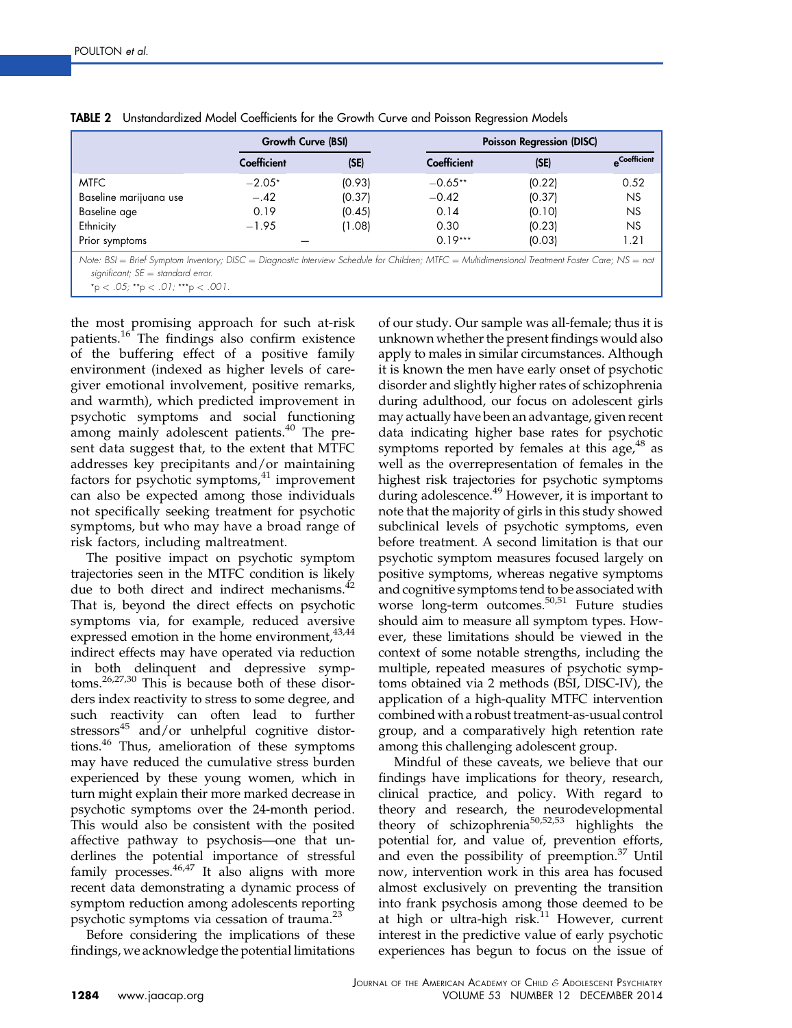**TABLE 2** Unstandardized Model Coefficients for the Growth Curve and Poisson Regression Models

| | Growth Curve (BSI) | | Poisson Regression (DISC) | | |
|---|---|---|---|---|---|
| | Coefficient | (SE) | Coefficient | (SE) | $e^{\text{Coefficient}}$ |
| MTFC | −2.05* | (0.93) | −0.65** | (0.22) | 0.52 |
| Baseline marijuana use | −.42 | (0.37) | −0.42 | (0.37) | NS |
| Baseline age | 0.19 | (0.45) | 0.14 | (0.10) | NS |
| Ethnicity | −1.95 | (1.08) | 0.30 | (0.23) | NS |
| Prior symptoms | — | | 0.19*** | (0.03) | 1.21 |

Note: BSI = Brief Symptom Inventory; DISC = Diagnostic Interview Schedule for Children; MTFC = Multidimensional Treatment Foster Care; NS = not significant; SE = standard error.
*$p < .05$; **$p < .01$; ***$p < .001$.

the most promising approach for such at-risk patients.[16] The findings also confirm existence of the buffering effect of a positive family environment (indexed as higher levels of caregiver emotional involvement, positive remarks, and warmth), which predicted improvement in psychotic symptoms and social functioning among mainly adolescent patients.[40] The present data suggest that, to the extent that MTFC addresses key precipitants and/or maintaining factors for psychotic symptoms,[41] improvement can also be expected among those individuals not specifically seeking treatment for psychotic symptoms, but who may have a broad range of risk factors, including maltreatment.

The positive impact on psychotic symptom trajectories seen in the MTFC condition is likely due to both direct and indirect mechanisms.[42] That is, beyond the direct effects on psychotic symptoms via, for example, reduced aversive expressed emotion in the home environment,[43,44] indirect effects may have operated via reduction in both delinquent and depressive symptoms.[26,27,30] This is because both of these disorders index reactivity to stress to some degree, and such reactivity can often lead to further stressors[45] and/or unhelpful cognitive distortions.[46] Thus, amelioration of these symptoms may have reduced the cumulative stress burden experienced by these young women, which in turn might explain their more marked decrease in psychotic symptoms over the 24-month period. This would also be consistent with the posited affective pathway to psychosis—one that underlines the potential importance of stressful family processes.[46,47] It also aligns with more recent data demonstrating a dynamic process of symptom reduction among adolescents reporting psychotic symptoms via cessation of trauma.[23]

Before considering the implications of these findings, we acknowledge the potential limitations of our study. Our sample was all-female; thus it is unknown whether the present findings would also apply to males in similar circumstances. Although it is known the men have early onset of psychotic disorder and slightly higher rates of schizophrenia during adulthood, our focus on adolescent girls may actually have been an advantage, given recent data indicating higher base rates for psychotic symptoms reported by females at this age,[48] as well as the overrepresentation of females in the highest risk trajectories for psychotic symptoms during adolescence.[49] However, it is important to note that the majority of girls in this study showed subclinical levels of psychotic symptoms, even before treatment. A second limitation is that our psychotic symptom measures focused largely on positive symptoms, whereas negative symptoms and cognitive symptoms tend to be associated with worse long-term outcomes.[50,51] Future studies should aim to measure all symptom types. However, these limitations should be viewed in the context of some notable strengths, including the multiple, repeated measures of psychotic symptoms obtained via 2 methods (BSI, DISC-IV), the application of a high-quality MTFC intervention combined with a robust treatment-as-usual control group, and a comparatively high retention rate among this challenging adolescent group.

Mindful of these caveats, we believe that our findings have implications for theory, research, clinical practice, and policy. With regard to theory and research, the neurodevelopmental theory of schizophrenia[50,52,53] highlights the potential for, and value of, prevention efforts, and even the possibility of preemption.[37] Until now, intervention work in this area has focused almost exclusively on preventing the transition into frank psychosis among those deemed to be at high or ultra-high risk.[11] However, current interest in the predictive value of early psychotic experiences has begun to focus on the issue of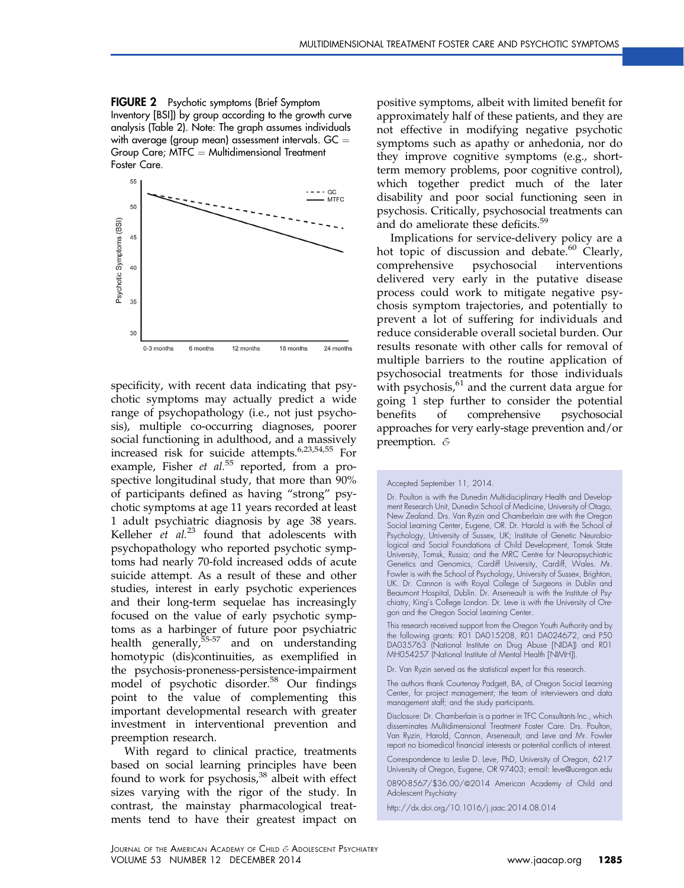**FIGURE 2** Psychotic symptoms (Brief Symptom Inventory [BSI]) by group according to the growth curve analysis (Table 2). Note: The graph assumes individuals with average (group mean) assessment intervals. GC = Group Care; MTFC = Multidimensional Treatment Foster Care.

specificity, with recent data indicating that psychotic symptoms may actually predict a wide range of psychopathology (i.e., not just psychosis), multiple co-occurring diagnoses, poorer social functioning in adulthood, and a massively increased risk for suicide attempts.[6,23,54,55] For example, Fisher *et al.*[55] reported, from a prospective longitudinal study, that more than 90% of participants defined as having "strong" psychotic symptoms at age 11 years recorded at least 1 adult psychiatric diagnosis by age 38 years. Kelleher *et al.*[23] found that adolescents with psychopathology who reported psychotic symptoms had nearly 70-fold increased odds of acute suicide attempt. As a result of these and other studies, interest in early psychotic experiences and their long-term sequelae has increasingly focused on the value of early psychotic symptoms as a harbinger of future poor psychiatric health generally,[55-57] and on understanding homotypic (dis)continuities, as exemplified in the psychosis-proneness-persistence-impairment model of psychotic disorder.[58] Our findings point to the value of complementing this important developmental research with greater investment in interventional prevention and preemption research.

With regard to clinical practice, treatments based on social learning principles have been found to work for psychosis,[38] albeit with effect sizes varying with the rigor of the study. In contrast, the mainstay pharmacological treatments tend to have their greatest impact on positive symptoms, albeit with limited benefit for approximately half of these patients, and they are not effective in modifying negative psychotic symptoms such as apathy or anhedonia, nor do they improve cognitive symptoms (e.g., short-term memory problems, poor cognitive control), which together predict much of the later disability and poor social functioning seen in psychosis. Critically, psychosocial treatments can and do ameliorate these deficits.[59]

Implications for service-delivery policy are a hot topic of discussion and debate.[60] Clearly, comprehensive psychosocial interventions delivered very early in the putative disease process could work to mitigate negative psychosis symptom trajectories, and potentially to prevent a lot of suffering for individuals and reduce considerable overall societal burden. Our results resonate with other calls for removal of multiple barriers to the routine application of psychosocial treatments for those individuals with psychosis,[61] and the current data argue for going 1 step further to consider the potential benefits of comprehensive psychosocial approaches for very early-stage prevention and/or preemption. &

Accepted September 11, 2014.

Dr. Poulton is with the Dunedin Multidisciplinary Health and Development Research Unit, Dunedin School of Medicine, University of Otago, New Zealand. Drs. Van Ryzin and Chamberlain are with the Oregon Social Learning Center, Eugene, OR. Dr. Harold is with the School of Psychology, University of Sussex, UK; Institute of Genetic Neurobiological and Social Foundations of Child Development, Tomsk State University, Tomsk, Russia; and the MRC Centre for Neuropsychiatric Genetics and Genomics, Cardiff University, Cardiff, Wales. Mr. Fowler is with the School of Psychology, University of Sussex, Brighton, UK. Dr. Cannon is with Royal College of Surgeons in Dublin and Beaumont Hospital, Dublin. Dr. Arseneault is with the Institute of Psychiatry, King's College London. Dr. Leve is with the University of Oregon and the Oregon Social Learning Center.

This research received support from the Oregon Youth Authority and by the following grants: R01 DA015208, R01 DA024672, and P50 DA035763 (National Institute on Drug Abuse [NIDA]) and R01 MH054257 (National Institute of Mental Health [NIMH]).

Dr. Van Ryzin served as the statistical expert for this research.

The authors thank Courtenay Padgett, BA, of Oregon Social Learning Center, for project management; the team of interviewers and data management staff; and the study participants.

Disclosure: Dr. Chamberlain is a partner in TFC Consultants Inc., which disseminates Multidimensional Treatment Foster Care. Drs. Poulton, Van Ryzin, Harold, Cannon, Arseneault, and Leve and Mr. Fowler report no biomedical financial interests or potential conflicts of interest.

Correspondence to Leslie D. Leve, PhD, University of Oregon, 6217 University of Oregon, Eugene, OR 97403; e-mail: leve@uoregon.edu

0890-8567/$36.00/©2014 American Academy of Child and Adolescent Psychiatry

http://dx.doi.org/10.1016/j.jaac.2014.08.014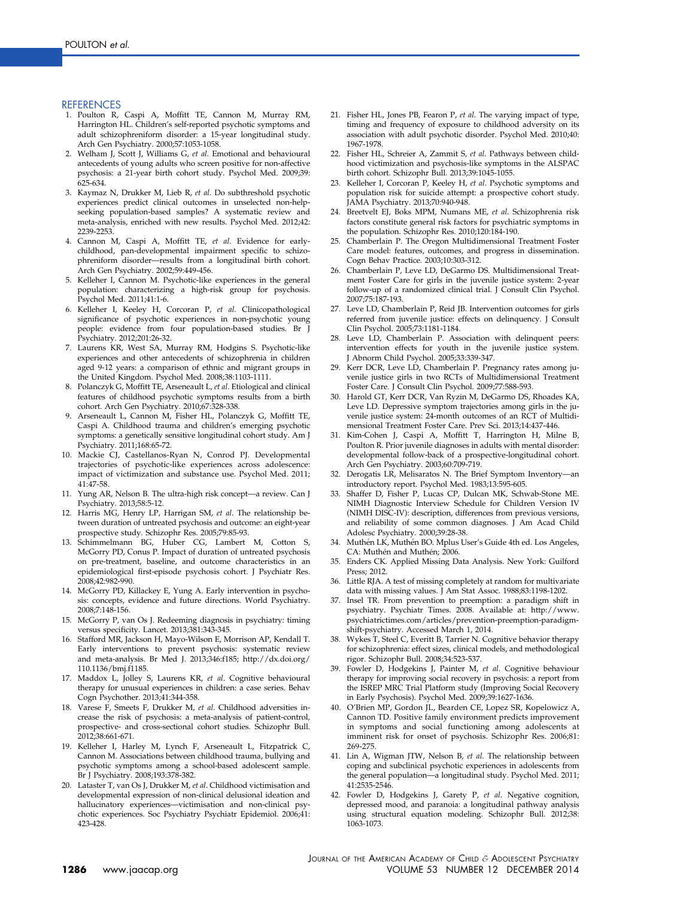## REFERENCES

1. Poulton R, Caspi A, Moffitt TE, Cannon M, Murray RM, Harrington HL. Children's self-reported psychotic symptoms and adult schizophreniform disorder: a 15-year longitudinal study. Arch Gen Psychiatry. 2000;57:1053-1058.
2. Welham J, Scott J, Williams G, *et al*. Emotional and behavioural antecedents of young adults who screen positive for non-affective psychosis: a 21-year birth cohort study. Psychol Med. 2009;39:625-634.
3. Kaymaz N, Drukker M, Lieb R, *et al*. Do subthreshold psychotic experiences predict clinical outcomes in unselected non-help-seeking population-based samples? A systematic review and meta-analysis, enriched with new results. Psychol Med. 2012;42:2239-2253.
4. Cannon M, Caspi A, Moffitt TE, *et al*. Evidence for early-childhood, pan-developmental impairment specific to schizophreniform disorder—results from a longitudinal birth cohort. Arch Gen Psychiatry. 2002;59:449-456.
5. Kelleher I, Cannon M. Psychotic-like experiences in the general population: characterizing a high-risk group for psychosis. Psychol Med. 2011;41:1-6.
6. Kelleher I, Keeley H, Corcoran P, *et al*. Clinicopathological significance of psychotic experiences in non-psychotic young people: evidence from four population-based studies. Br J Psychiatry. 2012;201:26-32.
7. Laurens KR, West SA, Murray RM, Hodgins S. Psychotic-like experiences and other antecedents of schizophrenia in children aged 9-12 years: a comparison of ethnic and migrant groups in the United Kingdom. Psychol Med. 2008;38:1103-1111.
8. Polanczyk G, Moffitt TE, Arseneault L, *et al*. Etiological and clinical features of childhood psychotic symptoms results from a birth cohort. Arch Gen Psychiatry. 2010;67:328-338.
9. Arseneault L, Cannon M, Fisher HL, Polanczyk G, Moffitt TE, Caspi A. Childhood trauma and children's emerging psychotic symptoms: a genetically sensitive longitudinal cohort study. Am J Psychiatry. 2011;168:65-72.
10. Mackie CJ, Castellanos-Ryan N, Conrod PJ. Developmental trajectories of psychotic-like experiences across adolescence: impact of victimization and substance use. Psychol Med. 2011;41:47-58.
11. Yung AR, Nelson B. The ultra-high risk concept—a review. Can J Psychiatry. 2013;58:5-12.
12. Harris MG, Henry LP, Harrigan SM, *et al*. The relationship between duration of untreated psychosis and outcome: an eight-year prospective study. Schizophr Res. 2005;79:85-93.
13. Schimmelmann BG, Huber CG, Lambert M, Cotton S, McGorry PD, Conus P. Impact of duration of untreated psychosis on pre-treatment, baseline, and outcome characteristics in an epidemiological first-episode psychosis cohort. J Psychiatr Res. 2008;42:982-990.
14. McGorry PD, Killackey E, Yung A. Early intervention in psychosis: concepts, evidence and future directions. World Psychiatry. 2008;7:148-156.
15. McGorry P, van Os J. Redeeming diagnosis in psychiatry: timing versus specificity. Lancet. 2013;381:343-345.
16. Stafford MR, Jackson H, Mayo-Wilson E, Morrison AP, Kendall T. Early interventions to prevent psychosis: systematic review and meta-analysis. Br Med J. 2013;346:f185; http://dx.doi.org/110.1136/bmj.f1185.
17. Maddox L, Jolley S, Laurens KR, *et al*. Cognitive behavioural therapy for unusual experiences in children: a case series. Behav Cogn Psychother. 2013;41:344-358.
18. Varese F, Smeets F, Drukker M, *et al*. Childhood adversities increase the risk of psychosis: a meta-analysis of patient-control, prospective- and cross-sectional cohort studies. Schizophr Bull. 2012;38:661-671.
19. Kelleher I, Harley M, Lynch F, Arseneault L, Fitzpatrick C, Cannon M. Associations between childhood trauma, bullying and psychotic symptoms among a school-based adolescent sample. Br J Psychiatry. 2008;193:378-382.
20. Lataster T, van Os J, Drukker M, *et al*. Childhood victimisation and developmental expression of non-clinical delusional ideation and hallucinatory experiences—victimisation and non-clinical psychotic experiences. Soc Psychiatry Psychiatr Epidemiol. 2006;41:423-428.
21. Fisher HL, Jones PB, Fearon P, *et al*. The varying impact of type, timing and frequency of exposure to childhood adversity on its association with adult psychotic disorder. Psychol Med. 2010;40:1967-1978.
22. Fisher HL, Schreier A, Zammit S, *et al*. Pathways between childhood victimization and psychosis-like symptoms in the ALSPAC birth cohort. Schizophr Bull. 2013;39:1045-1055.
23. Kelleher I, Corcoran P, Keeley H, *et al*. Psychotic symptoms and population risk for suicide attempt: a prospective cohort study. JAMA Psychiatry. 2013;70:940-948.
24. Breetvelt EJ, Boks MPM, Numans ME, *et al*. Schizophrenia risk factors constitute general risk factors for psychiatric symptoms in the population. Schizophr Res. 2010;120:184-190.
25. Chamberlain P. The Oregon Multidimensional Treatment Foster Care model: features, outcomes, and progress in dissemination. Cogn Behav Practice. 2003;10:303-312.
26. Chamberlain P, Leve LD, DeGarmo DS. Multidimensional Treatment Foster Care for girls in the juvenile justice system: 2-year follow-up of a randomized clinical trial. J Consult Clin Psychol. 2007;75:187-193.
27. Leve LD, Chamberlain P, Reid JB. Intervention outcomes for girls referred from juvenile justice: effects on delinquency. J Consult Clin Psychol. 2005;73:1181-1184.
28. Leve LD, Chamberlain P. Association with delinquent peers: intervention effects for youth in the juvenile justice system. J Abnorm Child Psychol. 2005;33:339-347.
29. Kerr DCR, Leve LD, Chamberlain P. Pregnancy rates among juvenile justice girls in two RCTs of Multidimensional Treatment Foster Care. J Consult Clin Psychol. 2009;77:588-593.
30. Harold GT, Kerr DCR, Van Ryzin M, DeGarmo DS, Rhoades KA, Leve LD. Depressive symptom trajectories among girls in the juvenile justice system: 24-month outcomes of an RCT of Multidimensional Treatment Foster Care. Prev Sci. 2013;14:437-446.
31. Kim-Cohen J, Caspi A, Moffitt T, Harrington H, Milne B, Poulton R. Prior juvenile diagnoses in adults with mental disorder: developmental follow-back of a prospective-longitudinal cohort. Arch Gen Psychiatry. 2003;60:709-719.
32. Derogatis LR, Melisaratos N. The Brief Symptom Inventory—an introductory report. Psychol Med. 1983;13:595-605.
33. Shaffer D, Fisher P, Lucas CP, Dulcan MK, Schwab-Stone ME. NIMH Diagnostic Interview Schedule for Children Version IV (NIMH DISC-IV): description, differences from previous versions, and reliability of some common diagnoses. J Am Acad Child Adolesc Psychiatry. 2000;39:28-38.
34. Muthén LK, Muthén BO. Mplus User's Guide 4th ed. Los Angeles, CA: Muthén and Muthén; 2006.
35. Enders CK. Applied Missing Data Analysis. New York: Guilford Press; 2012.
36. Little RJA. A test of missing completely at random for multivariate data with missing values. J Am Stat Assoc. 1988;83:1198-1202.
37. Insel TR. From prevention to preemption: a paradigm shift in psychiatry. Psychiatr Times. 2008. Available at: http://www.psychiatrictimes.com/articles/prevention-preemption-paradigm-shift-psychiatry. Accessed March 1, 2014.
38. Wykes T, Steel C, Everitt B, Tarrier N. Cognitive behavior therapy for schizophrenia: effect sizes, clinical models, and methodological rigor. Schizophr Bull. 2008;34:523-537.
39. Fowler D, Hodgekins J, Painter M, *et al*. Cognitive behaviour therapy for improving social recovery in psychosis: a report from the ISREP MRC Trial Platform study (Improving Social Recovery in Early Psychosis). Psychol Med. 2009;39:1627-1636.
40. O'Brien MP, Gordon JL, Bearden CE, Lopez SR, Kopelowicz A, Cannon TD. Positive family environment predicts improvement in symptoms and social functioning among adolescents at imminent risk for onset of psychosis. Schizophr Res. 2006;81:269-275.
41. Lin A, Wigman JTW, Nelson B, *et al*. The relationship between coping and subclinical psychotic experiences in adolescents from the general population—a longitudinal study. Psychol Med. 2011;41:2535-2546.
42. Fowler D, Hodgekins J, Garety P, *et al*. Negative cognition, depressed mood, and paranoia: a longitudinal pathway analysis using structural equation modeling. Schizophr Bull. 2012;38:1063-1073.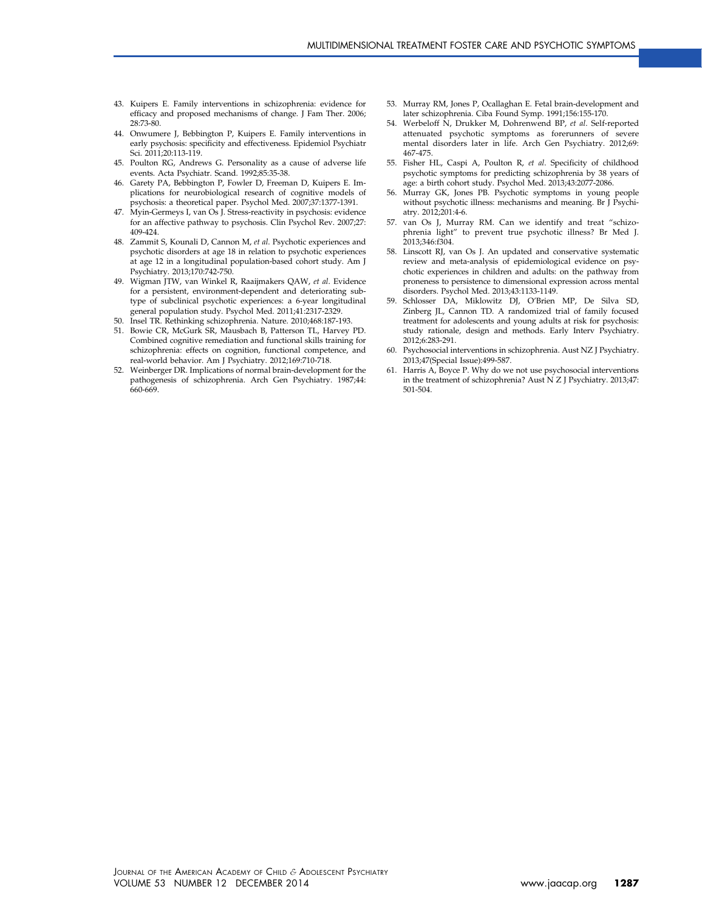43. Kuipers E. Family interventions in schizophrenia: evidence for efficacy and proposed mechanisms of change. J Fam Ther. 2006; 28:73-80.
44. Onwumere J, Bebbington P, Kuipers E. Family interventions in early psychosis: specificity and effectiveness. Epidemiol Psychiatr Sci. 2011;20:113-119.
45. Poulton RG, Andrews G. Personality as a cause of adverse life events. Acta Psychiatr. Scand. 1992;85:35-38.
46. Garety PA, Bebbington P, Fowler D, Freeman D, Kuipers E. Implications for neurobiological research of cognitive models of psychosis: a theoretical paper. Psychol Med. 2007;37:1377-1391.
47. Myin-Germeys I, van Os J. Stress-reactivity in psychosis: evidence for an affective pathway to psychosis. Clin Psychol Rev. 2007;27: 409-424.
48. Zammit S, Kounali D, Cannon M, *et al*. Psychotic experiences and psychotic disorders at age 18 in relation to psychotic experiences at age 12 in a longitudinal population-based cohort study. Am J Psychiatry. 2013;170:742-750.
49. Wigman JTW, van Winkel R, Raaijmakers QAW, *et al*. Evidence for a persistent, environment-dependent and deteriorating subtype of subclinical psychotic experiences: a 6-year longitudinal general population study. Psychol Med. 2011;41:2317-2329.
50. Insel TR. Rethinking schizophrenia. Nature. 2010;468:187-193.
51. Bowie CR, McGurk SR, Mausbach B, Patterson TL, Harvey PD. Combined cognitive remediation and functional skills training for schizophrenia: effects on cognition, functional competence, and real-world behavior. Am J Psychiatry. 2012;169:710-718.
52. Weinberger DR. Implications of normal brain-development for the pathogenesis of schizophrenia. Arch Gen Psychiatry. 1987;44: 660-669.
53. Murray RM, Jones P, Ocallaghan E. Fetal brain-development and later schizophrenia. Ciba Found Symp. 1991;156:155-170.
54. Werbeloff N, Drukker M, Dohrenwend BP, *et al*. Self-reported attenuated psychotic symptoms as forerunners of severe mental disorders later in life. Arch Gen Psychiatry. 2012;69: 467-475.
55. Fisher HL, Caspi A, Poulton R, *et al*. Specificity of childhood psychotic symptoms for predicting schizophrenia by 38 years of age: a birth cohort study. Psychol Med. 2013;43:2077-2086.
56. Murray GK, Jones PB. Psychotic symptoms in young people without psychotic illness: mechanisms and meaning. Br J Psychiatry. 2012;201:4-6.
57. van Os J, Murray RM. Can we identify and treat "schizophrenia light" to prevent true psychotic illness? Br Med J. 2013;346:f304.
58. Linscott RJ, van Os J. An updated and conservative systematic review and meta-analysis of epidemiological evidence on psychotic experiences in children and adults: on the pathway from proneness to persistence to dimensional expression across mental disorders. Psychol Med. 2013;43:1133-1149.
59. Schlosser DA, Miklowitz DJ, O'Brien MP, De Silva SD, Zinberg JL, Cannon TD. A randomized trial of family focused treatment for adolescents and young adults at risk for psychosis: study rationale, design and methods. Early Interv Psychiatry. 2012;6:283-291.
60. Psychosocial interventions in schizophrenia. Aust NZ J Psychiatry. 2013;47(Special Issue):499-587.
61. Harris A, Boyce P. Why do we not use psychosocial interventions in the treatment of schizophrenia? Aust N Z J Psychiatry. 2013;47: 501-504.